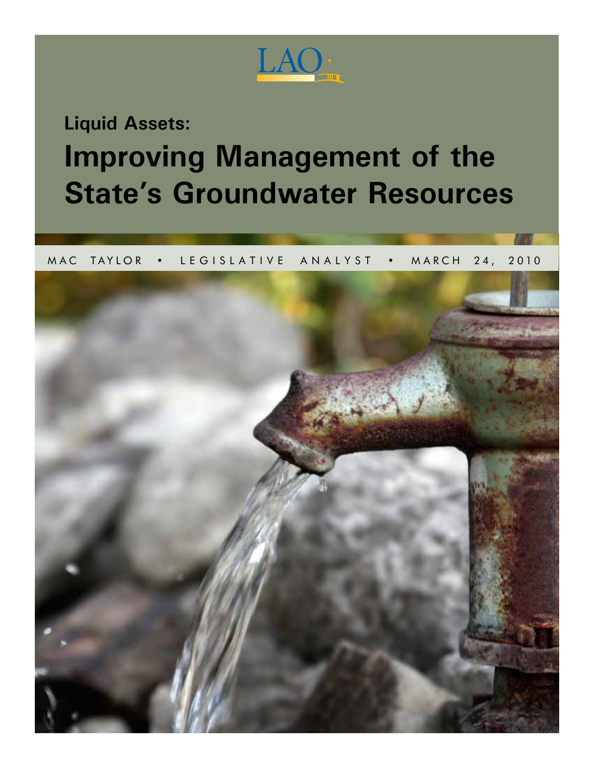LAO

**Liquid Assets:**

# Improving Management of the State's Groundwater Resources

MAC TAYLOR • LEGISLATIVE ANALYST • MARCH 24, 2010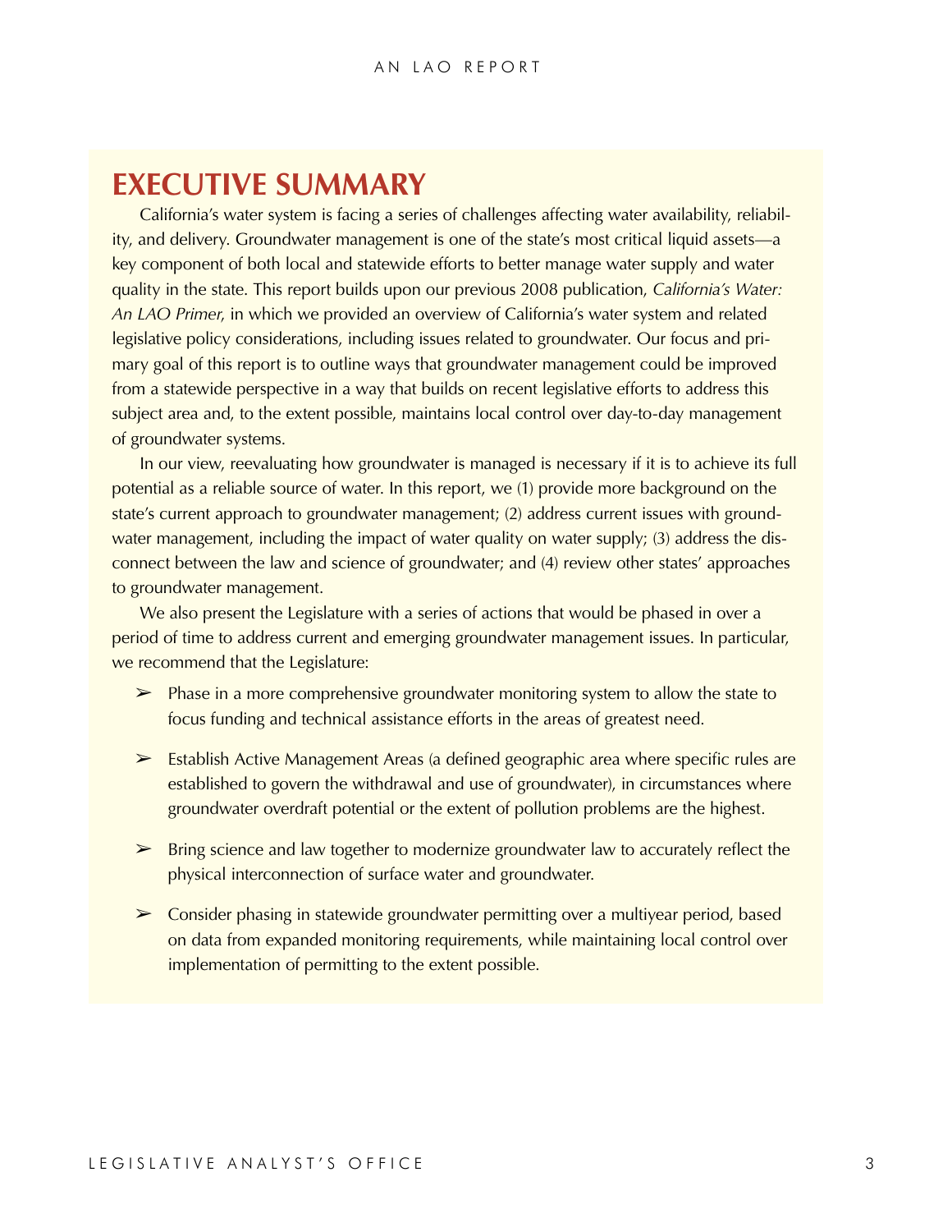# EXECUTIVE SUMMARY

California's water system is facing a series of challenges affecting water availability, reliability, and delivery. Groundwater management is one of the state's most critical liquid assets—a key component of both local and statewide efforts to better manage water supply and water quality in the state. This report builds upon our previous 2008 publication, *California's Water: An LAO Primer*, in which we provided an overview of California's water system and related legislative policy considerations, including issues related to groundwater. Our focus and primary goal of this report is to outline ways that groundwater management could be improved from a statewide perspective in a way that builds on recent legislative efforts to address this subject area and, to the extent possible, maintains local control over day-to-day management of groundwater systems.

In our view, reevaluating how groundwater is managed is necessary if it is to achieve its full potential as a reliable source of water. In this report, we (1) provide more background on the state's current approach to groundwater management; (2) address current issues with groundwater management, including the impact of water quality on water supply; (3) address the disconnect between the law and science of groundwater; and (4) review other states' approaches to groundwater management.

We also present the Legislature with a series of actions that would be phased in over a period of time to address current and emerging groundwater management issues. In particular, we recommend that the Legislature:

- Phase in a more comprehensive groundwater monitoring system to allow the state to focus funding and technical assistance efforts in the areas of greatest need.
- Establish Active Management Areas (a defined geographic area where specific rules are established to govern the withdrawal and use of groundwater), in circumstances where groundwater overdraft potential or the extent of pollution problems are the highest.
- Bring science and law together to modernize groundwater law to accurately reflect the physical interconnection of surface water and groundwater.
- Consider phasing in statewide groundwater permitting over a multiyear period, based on data from expanded monitoring requirements, while maintaining local control over implementation of permitting to the extent possible.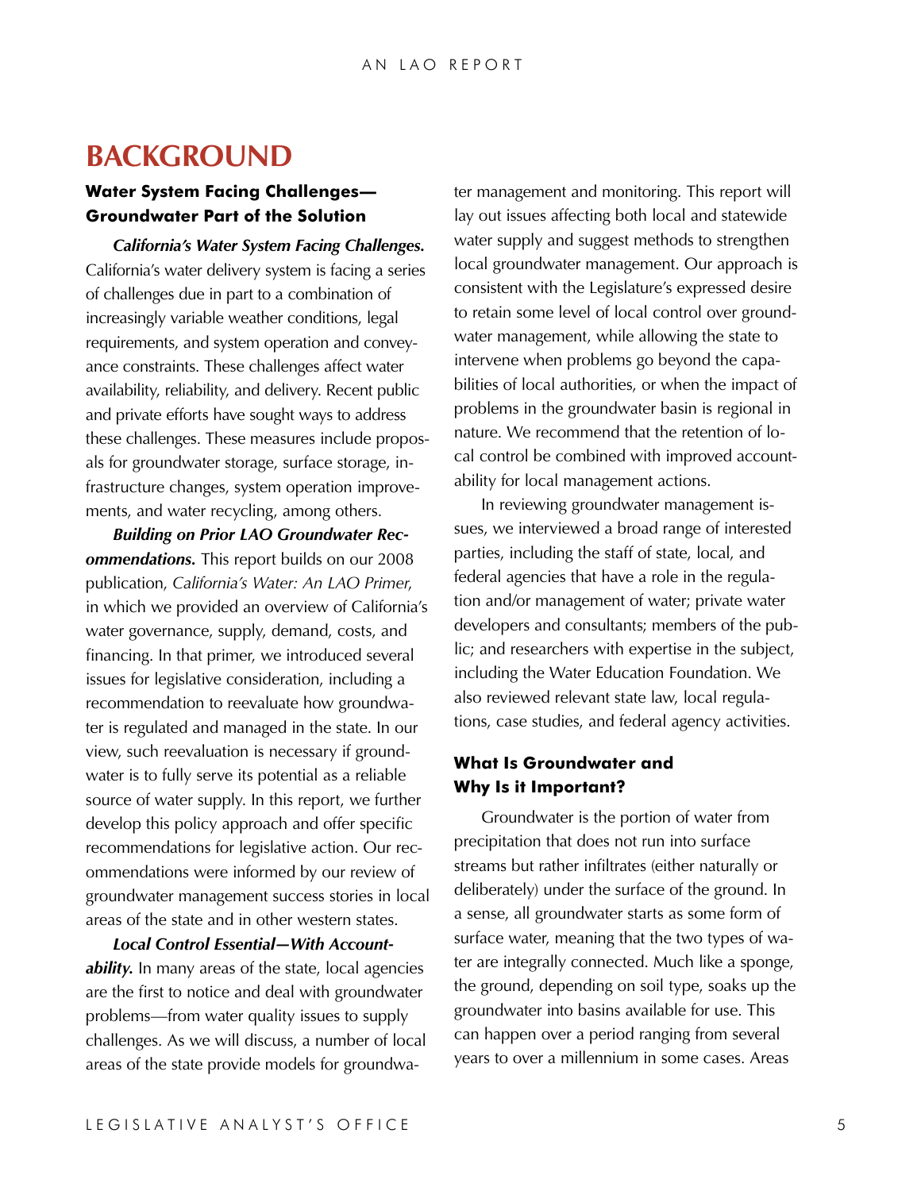# BACKGROUND

### Water System Facing Challenges—Groundwater Part of the Solution

***California's Water System Facing Challenges.*** California's water delivery system is facing a series of challenges due in part to a combination of increasingly variable weather conditions, legal requirements, and system operation and conveyance constraints. These challenges affect water availability, reliability, and delivery. Recent public and private efforts have sought ways to address these challenges. These measures include proposals for groundwater storage, surface storage, infrastructure changes, system operation improvements, and water recycling, among others.

***Building on Prior LAO Groundwater Recommendations.*** This report builds on our 2008 publication, *California's Water: An LAO Primer*, in which we provided an overview of California's water governance, supply, demand, costs, and financing. In that primer, we introduced several issues for legislative consideration, including a recommendation to reevaluate how groundwater is regulated and managed in the state. In our view, such reevaluation is necessary if groundwater is to fully serve its potential as a reliable source of water supply. In this report, we further develop this policy approach and offer specific recommendations for legislative action. Our recommendations were informed by our review of groundwater management success stories in local areas of the state and in other western states.

***Local Control Essential—With Accountability.*** In many areas of the state, local agencies are the first to notice and deal with groundwater problems—from water quality issues to supply challenges. As we will discuss, a number of local areas of the state provide models for groundwater management and monitoring. This report will lay out issues affecting both local and statewide water supply and suggest methods to strengthen local groundwater management. Our approach is consistent with the Legislature's expressed desire to retain some level of local control over groundwater management, while allowing the state to intervene when problems go beyond the capabilities of local authorities, or when the impact of problems in the groundwater basin is regional in nature. We recommend that the retention of local control be combined with improved accountability for local management actions.

In reviewing groundwater management issues, we interviewed a broad range of interested parties, including the staff of state, local, and federal agencies that have a role in the regulation and/or management of water; private water developers and consultants; members of the public; and researchers with expertise in the subject, including the Water Education Foundation. We also reviewed relevant state law, local regulations, case studies, and federal agency activities.

### What Is Groundwater and Why Is it Important?

Groundwater is the portion of water from precipitation that does not run into surface streams but rather infiltrates (either naturally or deliberately) under the surface of the ground. In a sense, all groundwater starts as some form of surface water, meaning that the two types of water are integrally connected. Much like a sponge, the ground, depending on soil type, soaks up the groundwater into basins available for use. This can happen over a period ranging from several years to over a millennium in some cases. Areas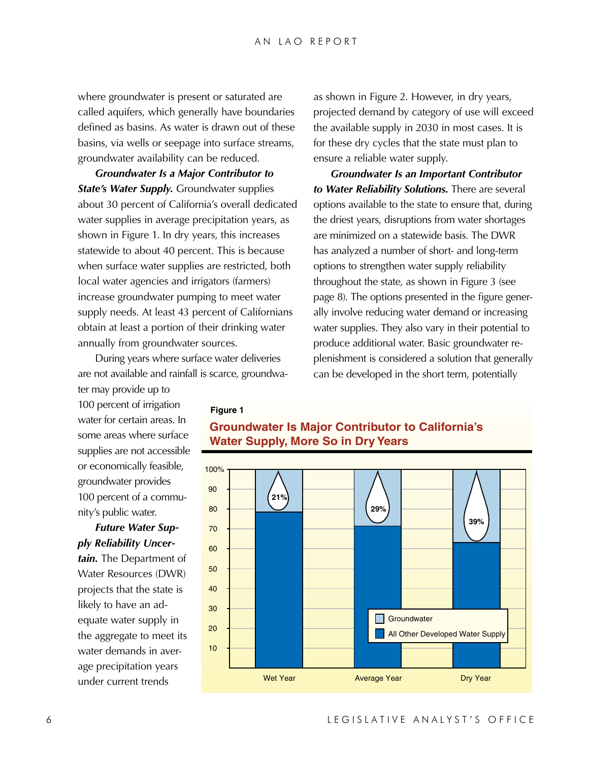where groundwater is present or saturated are called aquifers, which generally have boundaries defined as basins. As water is drawn out of these basins, via wells or seepage into surface streams, groundwater availability can be reduced.

***Groundwater Is a Major Contributor to State's Water Supply.*** Groundwater supplies about 30 percent of California's overall dedicated water supplies in average precipitation years, as shown in Figure 1. In dry years, this increases statewide to about 40 percent. This is because when surface water supplies are restricted, both local water agencies and irrigators (farmers) increase groundwater pumping to meet water supply needs. At least 43 percent of Californians obtain at least a portion of their drinking water annually from groundwater sources.

During years where surface water deliveries are not available and rainfall is scarce, groundwater may provide up to 100 percent of irrigation water for certain areas. In some areas where surface supplies are not accessible or economically feasible, groundwater provides 100 percent of a community's public water.

***Future Water Supply Reliability Uncertain.*** The Department of Water Resources (DWR) projects that the state is likely to have an adequate water supply in the aggregate to meet its water demands in average precipitation years under current trends as shown in Figure 2. However, in dry years, projected demand by category of use will exceed the available supply in 2030 in most cases. It is for these dry cycles that the state must plan to ensure a reliable water supply.

***Groundwater Is an Important Contributor to Water Reliability Solutions.*** There are several options available to the state to ensure that, during the driest years, disruptions from water shortages are minimized on a statewide basis. The DWR has analyzed a number of short- and long-term options to strengthen water supply reliability throughout the state, as shown in Figure 3 (see page 8). The options presented in the figure generally involve reducing water demand or increasing water supplies. They also vary in their potential to produce additional water. Basic groundwater replenishment is considered a solution that generally can be developed in the short term, potentially

**Figure 1**

**Groundwater Is Major Contributor to California's Water Supply, More So in Dry Years**

| | Groundwater | All Other Developed Water Supply |
|---|---|---|
| Wet Year | 21% | 79% |
| Average Year | 29% | 71% |
| Dry Year | 39% | 61% |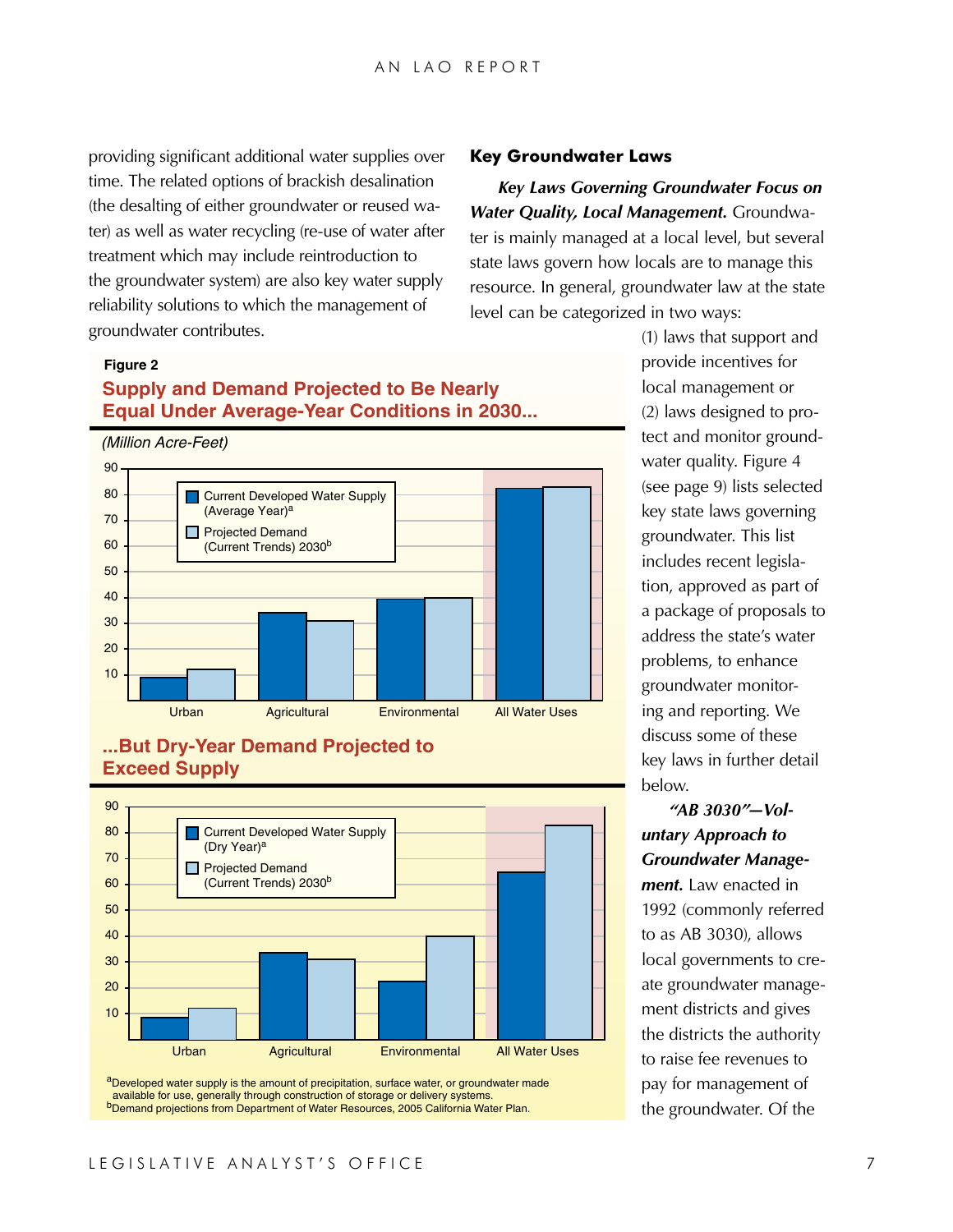providing significant additional water supplies over time. The related options of brackish desalination (the desalting of either groundwater or reused water) as well as water recycling (re-use of water after treatment which may include reintroduction to the groundwater system) are also key water supply reliability solutions to which the management of groundwater contributes.

**Figure 2**

**Supply and Demand Projected to Be Nearly Equal Under Average-Year Conditions in 2030...**

*(Million Acre-Feet)*

Legend: Current Developed Water Supply (Average Year)[a]; Projected Demand (Current Trends) 2030[b]

Categories: Urban, Agricultural, Environmental, All Water Uses

**...But Dry-Year Demand Projected to Exceed Supply**

Legend: Current Developed Water Supply (Dry Year)[a]; Projected Demand (Current Trends) 2030[b]

Categories: Urban, Agricultural, Environmental, All Water Uses

[a]Developed water supply is the amount of precipitation, surface water, or groundwater made available for use, generally through construction of storage or delivery systems.
[b]Demand projections from Department of Water Resources, 2005 California Water Plan.

## Key Groundwater Laws

***Key Laws Governing Groundwater Focus on Water Quality, Local Management.*** Groundwater is mainly managed at a local level, but several state laws govern how locals are to manage this resource. In general, groundwater law at the state level can be categorized in two ways: (1) laws that support and provide incentives for local management or (2) laws designed to protect and monitor groundwater quality. Figure 4 (see page 9) lists selected key state laws governing groundwater. This list includes recent legislation, approved as part of a package of proposals to address the state's water problems, to enhance groundwater monitoring and reporting. We discuss some of these key laws in further detail below.

***"AB 3030"—Voluntary Approach to Groundwater Management.*** Law enacted in 1992 (commonly referred to as AB 3030), allows local governments to create groundwater management districts and gives the districts the authority to raise fee revenues to pay for management of the groundwater. Of the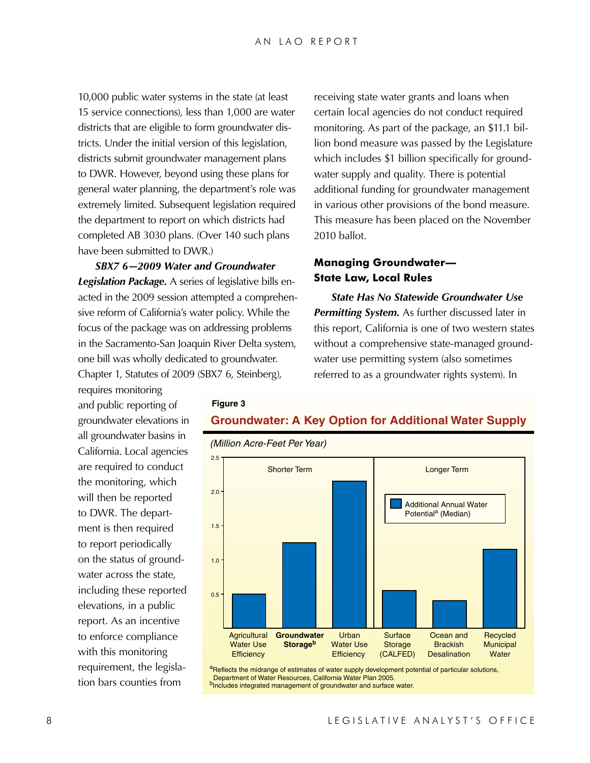10,000 public water systems in the state (at least 15 service connections), less than 1,000 are water districts that are eligible to form groundwater districts. Under the initial version of this legislation, districts submit groundwater management plans to DWR. However, beyond using these plans for general water planning, the department's role was extremely limited. Subsequent legislation required the department to report on which districts had completed AB 3030 plans. (Over 140 such plans have been submitted to DWR.)

***SBX7 6—2009 Water and Groundwater Legislation Package.*** A series of legislative bills enacted in the 2009 session attempted a comprehensive reform of California's water policy. While the focus of the package was on addressing problems in the Sacramento-San Joaquin River Delta system, one bill was wholly dedicated to groundwater. Chapter 1, Statutes of 2009 (SBX7 6, Steinberg), requires monitoring and public reporting of groundwater elevations in all groundwater basins in California. Local agencies are required to conduct the monitoring, which will then be reported to DWR. The department is then required to report periodically on the status of groundwater across the state, including these reported elevations, in a public report. As an incentive to enforce compliance with this monitoring requirement, the legislation bars counties from receiving state water grants and loans when certain local agencies do not conduct required monitoring. As part of the package, an $11.1 billion bond measure was passed by the Legislature which includes $1 billion specifically for groundwater supply and quality. There is potential additional funding for groundwater management in various other provisions of the bond measure. This measure has been placed on the November 2010 ballot.

## Managing Groundwater—State Law, Local Rules

***State Has No Statewide Groundwater Use Permitting System.*** As further discussed later in this report, California is one of two western states without a comprehensive state-managed groundwater use permitting system (also sometimes referred to as a groundwater rights system). In

**Figure 3**

**Groundwater: A Key Option for Additional Water Supply**

*(Million Acre-Feet Per Year)*

Additional Annual Water Potential[a] (Median)

| Term | Option | Approximate Value |
|---|---|---|
| Shorter Term | Agricultural Water Use Efficiency | 0.5 |
| Shorter Term | **Groundwater Storage[b]** | 1.25 |
| Shorter Term | Urban Water Use Efficiency | 2.15 |
| Longer Term | Surface Storage (CALFED) | 0.55 |
| Longer Term | Ocean and Brackish Desalination | 0.4 |
| Longer Term | Recycled Municipal Water | 1.15 |

[a] Reflects the midrange of estimates of water supply development potential of particular solutions, Department of Water Resources, California Water Plan 2005.

[b] Includes integrated management of groundwater and surface water.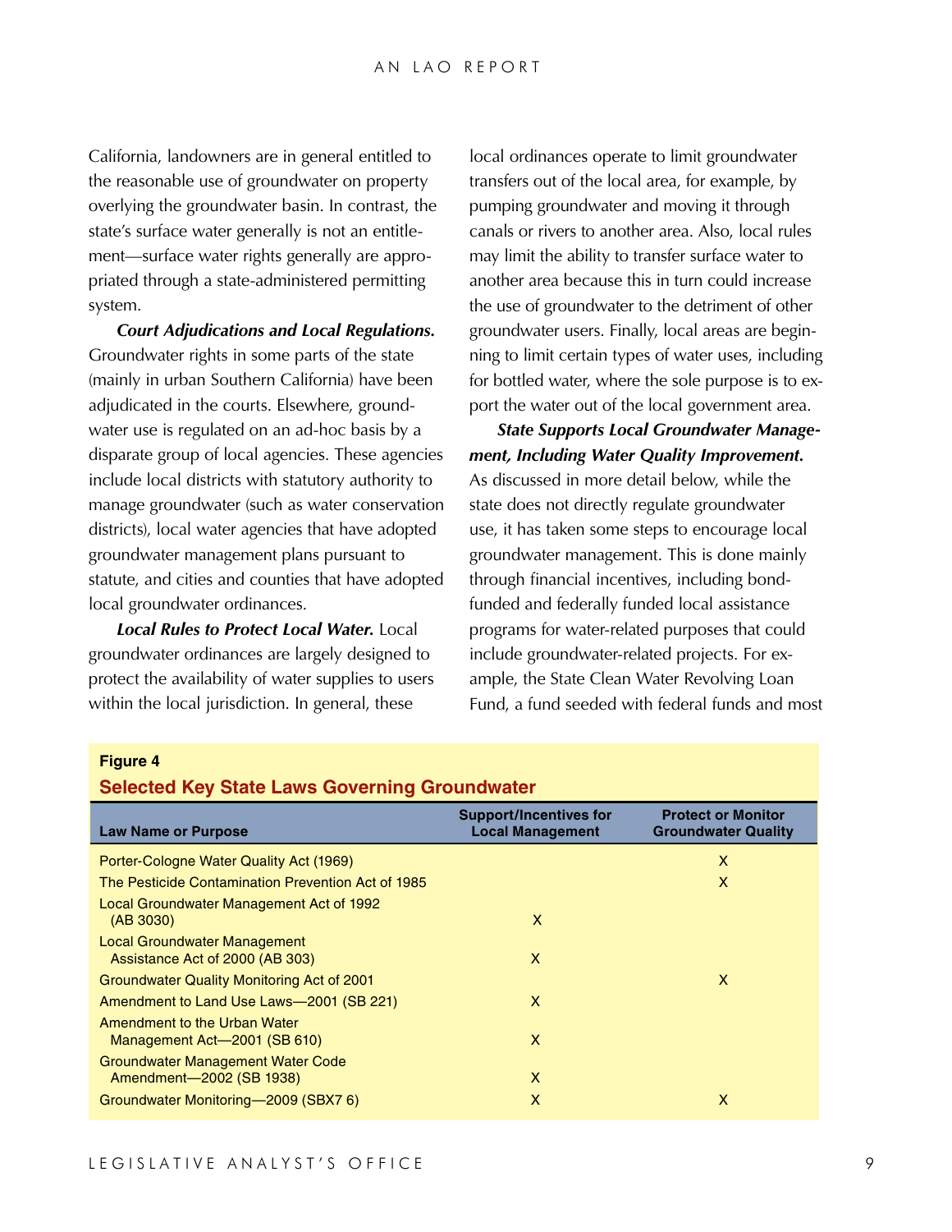California, landowners are in general entitled to the reasonable use of groundwater on property overlying the groundwater basin. In contrast, the state's surface water generally is not an entitlement—surface water rights generally are appropriated through a state-administered permitting system.

***Court Adjudications and Local Regulations.*** Groundwater rights in some parts of the state (mainly in urban Southern California) have been adjudicated in the courts. Elsewhere, groundwater use is regulated on an ad-hoc basis by a disparate group of local agencies. These agencies include local districts with statutory authority to manage groundwater (such as water conservation districts), local water agencies that have adopted groundwater management plans pursuant to statute, and cities and counties that have adopted local groundwater ordinances.

***Local Rules to Protect Local Water.*** Local groundwater ordinances are largely designed to protect the availability of water supplies to users within the local jurisdiction. In general, these local ordinances operate to limit groundwater transfers out of the local area, for example, by pumping groundwater and moving it through canals or rivers to another area. Also, local rules may limit the ability to transfer surface water to another area because this in turn could increase the use of groundwater to the detriment of other groundwater users. Finally, local areas are beginning to limit certain types of water uses, including for bottled water, where the sole purpose is to export the water out of the local government area.

***State Supports Local Groundwater Management, Including Water Quality Improvement.*** As discussed in more detail below, while the state does not directly regulate groundwater use, it has taken some steps to encourage local groundwater management. This is done mainly through financial incentives, including bond-funded and federally funded local assistance programs for water-related purposes that could include groundwater-related projects. For example, the State Clean Water Revolving Loan Fund, a fund seeded with federal funds and most

**Figure 4**

**Selected Key State Laws Governing Groundwater**

| Law Name or Purpose | Support/Incentives for Local Management | Protect or Monitor Groundwater Quality |
|---|---|---|
| Porter-Cologne Water Quality Act (1969) | | X |
| The Pesticide Contamination Prevention Act of 1985 | | X |
| Local Groundwater Management Act of 1992 (AB 3030) | X | |
| Local Groundwater Management Assistance Act of 2000 (AB 303) | X | |
| Groundwater Quality Monitoring Act of 2001 | | X |
| Amendment to Land Use Laws—2001 (SB 221) | X | |
| Amendment to the Urban Water Management Act—2001 (SB 610) | X | |
| Groundwater Management Water Code Amendment—2002 (SB 1938) | X | |
| Groundwater Monitoring—2009 (SBX7 6) | X | X |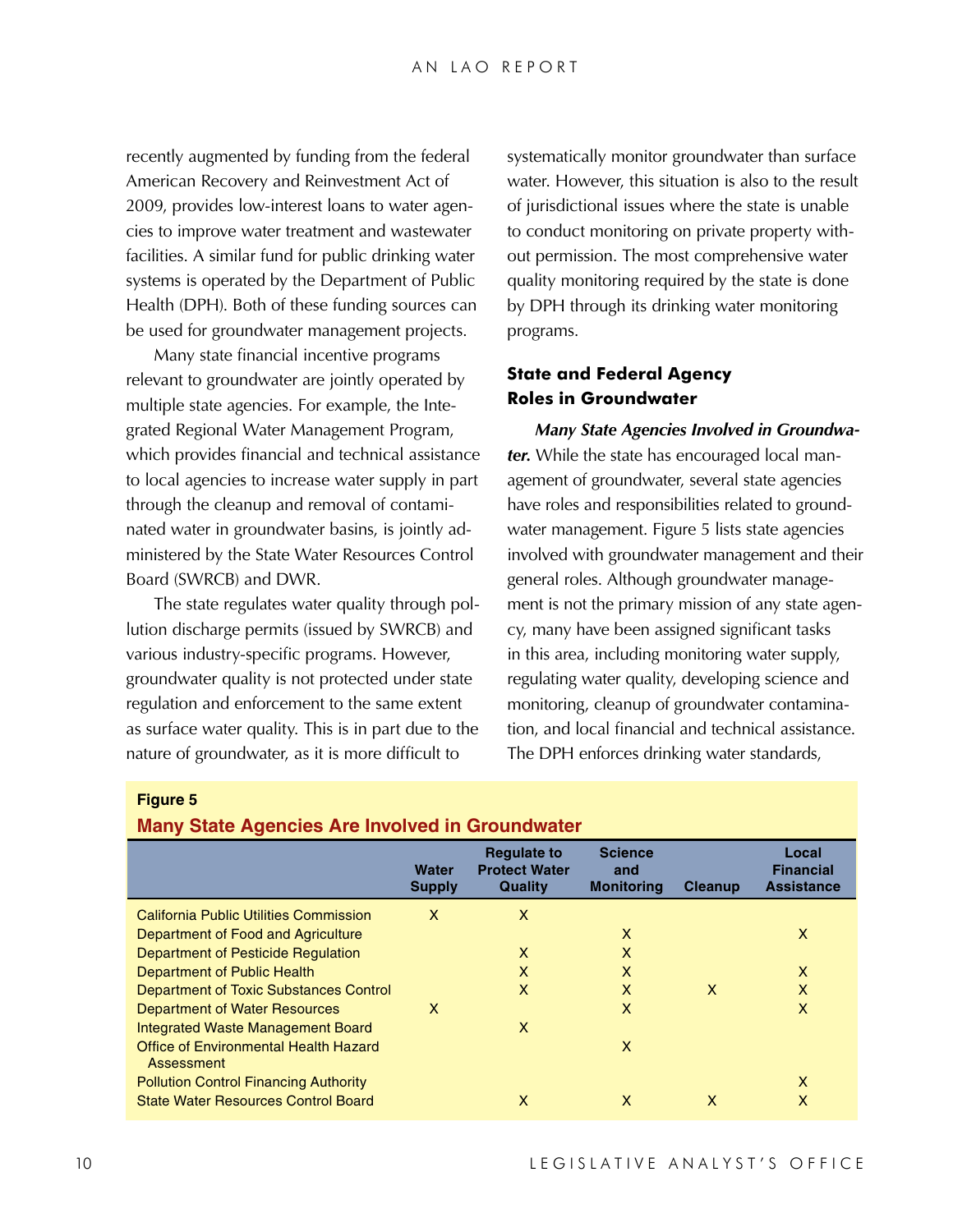recently augmented by funding from the federal American Recovery and Reinvestment Act of 2009, provides low-interest loans to water agencies to improve water treatment and wastewater facilities. A similar fund for public drinking water systems is operated by the Department of Public Health (DPH). Both of these funding sources can be used for groundwater management projects.

Many state financial incentive programs relevant to groundwater are jointly operated by multiple state agencies. For example, the Integrated Regional Water Management Program, which provides financial and technical assistance to local agencies to increase water supply in part through the cleanup and removal of contaminated water in groundwater basins, is jointly administered by the State Water Resources Control Board (SWRCB) and DWR.

The state regulates water quality through pollution discharge permits (issued by SWRCB) and various industry-specific programs. However, groundwater quality is not protected under state regulation and enforcement to the same extent as surface water quality. This is in part due to the nature of groundwater, as it is more difficult to systematically monitor groundwater than surface water. However, this situation is also to the result of jurisdictional issues where the state is unable to conduct monitoring on private property without permission. The most comprehensive water quality monitoring required by the state is done by DPH through its drinking water monitoring programs.

### State and Federal Agency Roles in Groundwater

***Many State Agencies Involved in Groundwater.*** While the state has encouraged local management of groundwater, several state agencies have roles and responsibilities related to groundwater management. Figure 5 lists state agencies involved with groundwater management and their general roles. Although groundwater management is not the primary mission of any state agency, many have been assigned significant tasks in this area, including monitoring water supply, regulating water quality, developing science and monitoring, cleanup of groundwater contamination, and local financial and technical assistance. The DPH enforces drinking water standards,

**Figure 5**

**Many State Agencies Are Involved in Groundwater**

| | Water Supply | Regulate to Protect Water Quality | Science and Monitoring | Cleanup | Local Financial Assistance |
|---|---|---|---|---|---|
| California Public Utilities Commission | X | X | | | |
| Department of Food and Agriculture | | | X | | X |
| Department of Pesticide Regulation | | X | X | | |
| Department of Public Health | | X | X | | X |
| Department of Toxic Substances Control | | X | X | X | X |
| Department of Water Resources | X | | X | | X |
| Integrated Waste Management Board | | X | | | |
| Office of Environmental Health Hazard Assessment | | | X | | |
| Pollution Control Financing Authority | | | | | X |
| State Water Resources Control Board | | X | X | X | X |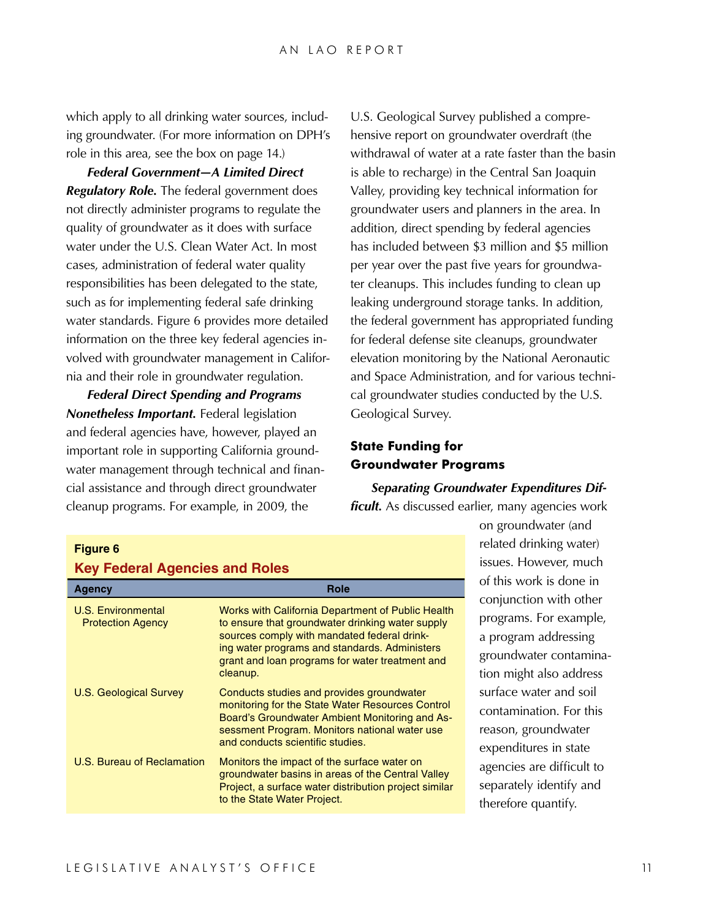which apply to all drinking water sources, including groundwater. (For more information on DPH's role in this area, see the box on page 14.)

***Federal Government—A Limited Direct Regulatory Role.*** The federal government does not directly administer programs to regulate the quality of groundwater as it does with surface water under the U.S. Clean Water Act. In most cases, administration of federal water quality responsibilities has been delegated to the state, such as for implementing federal safe drinking water standards. Figure 6 provides more detailed information on the three key federal agencies involved with groundwater management in California and their role in groundwater regulation.

***Federal Direct Spending and Programs Nonetheless Important.*** Federal legislation and federal agencies have, however, played an important role in supporting California groundwater management through technical and financial assistance and through direct groundwater cleanup programs. For example, in 2009, the U.S. Geological Survey published a comprehensive report on groundwater overdraft (the withdrawal of water at a rate faster than the basin is able to recharge) in the Central San Joaquin Valley, providing key technical information for groundwater users and planners in the area. In addition, direct spending by federal agencies has included between $3 million and $5 million per year over the past five years for groundwater cleanups. This includes funding to clean up leaking underground storage tanks. In addition, the federal government has appropriated funding for federal defense site cleanups, groundwater elevation monitoring by the National Aeronautic and Space Administration, and for various technical groundwater studies conducted by the U.S. Geological Survey.

**Figure 6**

**Key Federal Agencies and Roles**

| Agency | Role |
|---|---|
| U.S. Environmental Protection Agency | Works with California Department of Public Health to ensure that groundwater drinking water supply sources comply with mandated federal drinking water programs and standards. Administers grant and loan programs for water treatment and cleanup. |
| U.S. Geological Survey | Conducts studies and provides groundwater monitoring for the State Water Resources Control Board's Groundwater Ambient Monitoring and Assessment Program. Monitors national water use and conducts scientific studies. |
| U.S. Bureau of Reclamation | Monitors the impact of the surface water on groundwater basins in areas of the Central Valley Project, a surface water distribution project similar to the State Water Project. |

### State Funding for Groundwater Programs

***Separating Groundwater Expenditures Difficult.*** As discussed earlier, many agencies work on groundwater (and related drinking water) issues. However, much of this work is done in conjunction with other programs. For example, a program addressing groundwater contamination might also address surface water and soil contamination. For this reason, groundwater expenditures in state agencies are difficult to separately identify and therefore quantify.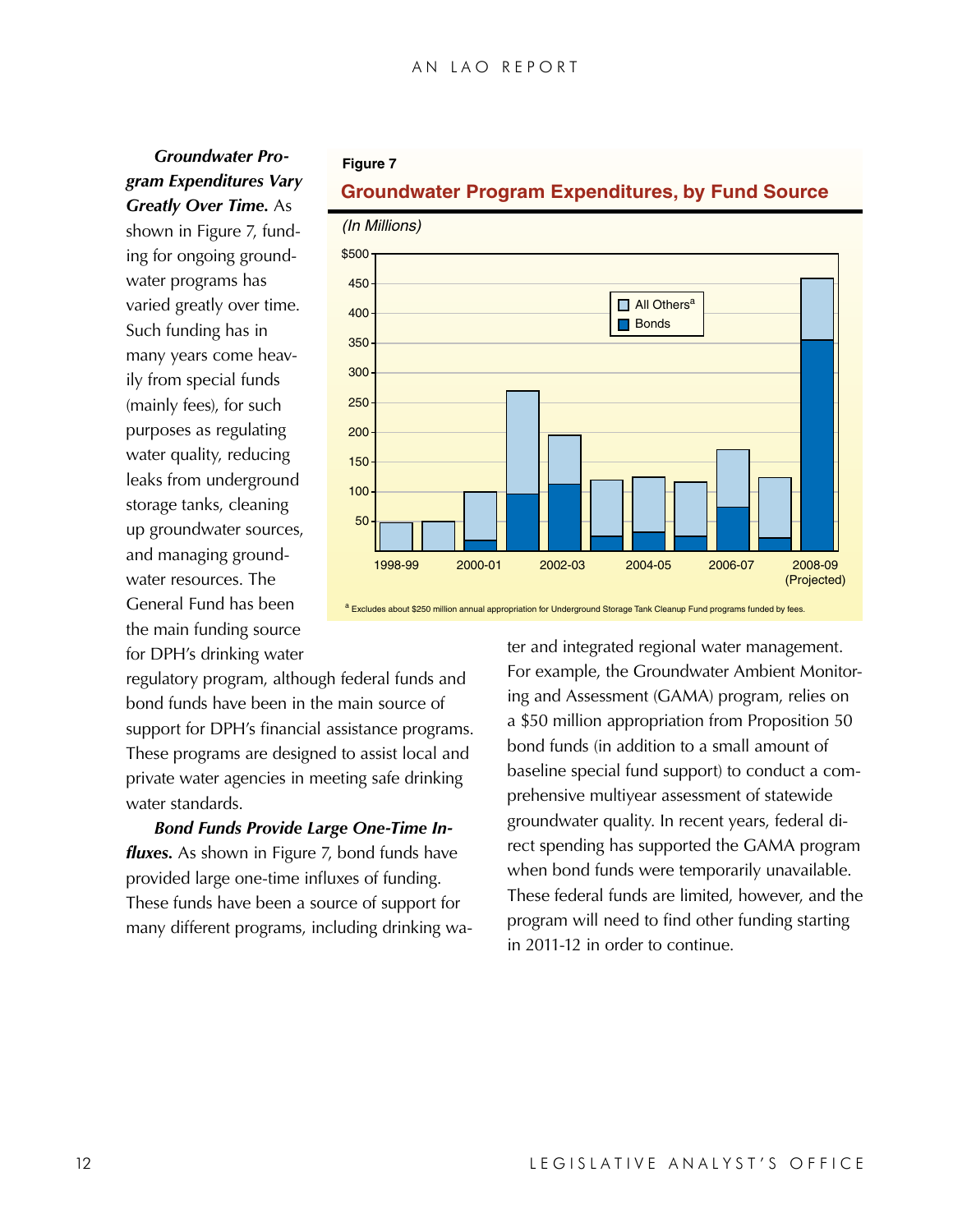***Groundwater Program Expenditures Vary Greatly Over Time.*** As shown in Figure 7, funding for ongoing groundwater programs has varied greatly over time. Such funding has in many years come heavily from special funds (mainly fees), for such purposes as regulating water quality, reducing leaks from underground storage tanks, cleaning up groundwater sources, and managing groundwater resources. The General Fund has been the main funding source for DPH's drinking water regulatory program, although federal funds and bond funds have been in the main source of support for DPH's financial assistance programs. These programs are designed to assist local and private water agencies in meeting safe drinking water standards.

**Figure 7**

**Groundwater Program Expenditures, by Fund Source**

*(In Millions)*

[a] Excludes about $250 million annual appropriation for Underground Storage Tank Cleanup Fund programs funded by fees.

***Bond Funds Provide Large One-Time Influxes.*** As shown in Figure 7, bond funds have provided large one-time influxes of funding. These funds have been a source of support for many different programs, including drinking water and integrated regional water management. For example, the Groundwater Ambient Monitoring and Assessment (GAMA) program, relies on a $50 million appropriation from Proposition 50 bond funds (in addition to a small amount of baseline special fund support) to conduct a comprehensive multiyear assessment of statewide groundwater quality. In recent years, federal direct spending has supported the GAMA program when bond funds were temporarily unavailable. These federal funds are limited, however, and the program will need to find other funding starting in 2011-12 in order to continue.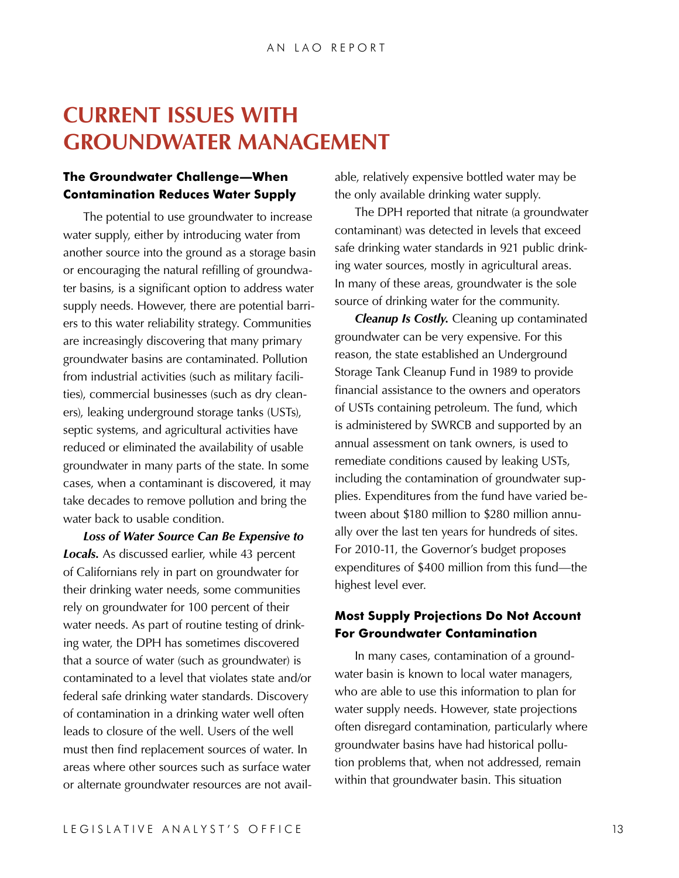# CURRENT ISSUES WITH GROUNDWATER MANAGEMENT

### The Groundwater Challenge—When Contamination Reduces Water Supply

The potential to use groundwater to increase water supply, either by introducing water from another source into the ground as a storage basin or encouraging the natural refilling of groundwater basins, is a significant option to address water supply needs. However, there are potential barriers to this water reliability strategy. Communities are increasingly discovering that many primary groundwater basins are contaminated. Pollution from industrial activities (such as military facilities), commercial businesses (such as dry cleaners), leaking underground storage tanks (USTs), septic systems, and agricultural activities have reduced or eliminated the availability of usable groundwater in many parts of the state. In some cases, when a contaminant is discovered, it may take decades to remove pollution and bring the water back to usable condition.

***Loss of Water Source Can Be Expensive to Locals.*** As discussed earlier, while 43 percent of Californians rely in part on groundwater for their drinking water needs, some communities rely on groundwater for 100 percent of their water needs. As part of routine testing of drinking water, the DPH has sometimes discovered that a source of water (such as groundwater) is contaminated to a level that violates state and/or federal safe drinking water standards. Discovery of contamination in a drinking water well often leads to closure of the well. Users of the well must then find replacement sources of water. In areas where other sources such as surface water or alternate groundwater resources are not available, relatively expensive bottled water may be the only available drinking water supply.

The DPH reported that nitrate (a groundwater contaminant) was detected in levels that exceed safe drinking water standards in 921 public drinking water sources, mostly in agricultural areas. In many of these areas, groundwater is the sole source of drinking water for the community.

***Cleanup Is Costly.*** Cleaning up contaminated groundwater can be very expensive. For this reason, the state established an Underground Storage Tank Cleanup Fund in 1989 to provide financial assistance to the owners and operators of USTs containing petroleum. The fund, which is administered by SWRCB and supported by an annual assessment on tank owners, is used to remediate conditions caused by leaking USTs, including the contamination of groundwater supplies. Expenditures from the fund have varied between about $180 million to $280 million annually over the last ten years for hundreds of sites. For 2010-11, the Governor's budget proposes expenditures of $400 million from this fund—the highest level ever.

### Most Supply Projections Do Not Account For Groundwater Contamination

In many cases, contamination of a groundwater basin is known to local water managers, who are able to use this information to plan for water supply needs. However, state projections often disregard contamination, particularly where groundwater basins have had historical pollution problems that, when not addressed, remain within that groundwater basin. This situation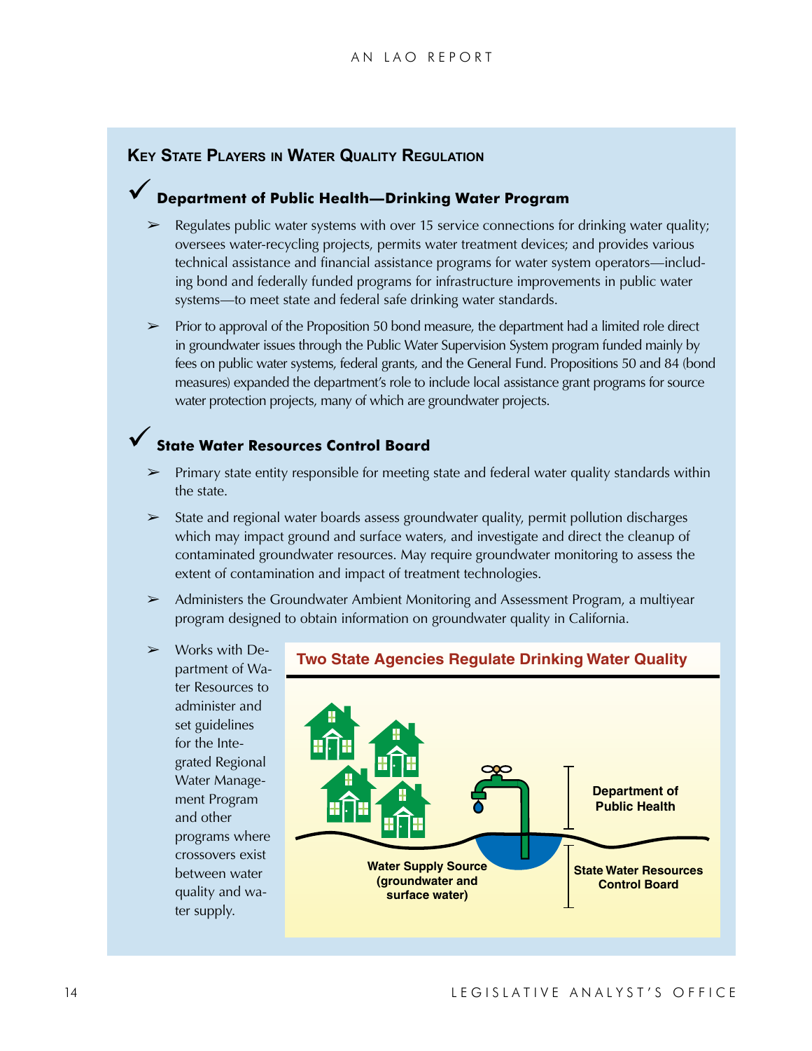## Key State Players in Water Quality Regulation

### ✓ Department of Public Health—Drinking Water Program

- Regulates public water systems with over 15 service connections for drinking water quality; oversees water-recycling projects, permits water treatment devices; and provides various technical assistance and financial assistance programs for water system operators—including bond and federally funded programs for infrastructure improvements in public water systems—to meet state and federal safe drinking water standards.
- Prior to approval of the Proposition 50 bond measure, the department had a limited role direct in groundwater issues through the Public Water Supervision System program funded mainly by fees on public water systems, federal grants, and the General Fund. Propositions 50 and 84 (bond measures) expanded the department's role to include local assistance grant programs for source water protection projects, many of which are groundwater projects.

### ✓ State Water Resources Control Board

- Primary state entity responsible for meeting state and federal water quality standards within the state.
- State and regional water boards assess groundwater quality, permit pollution discharges which may impact ground and surface waters, and investigate and direct the cleanup of contaminated groundwater resources. May require groundwater monitoring to assess the extent of contamination and impact of treatment technologies.
- Administers the Groundwater Ambient Monitoring and Assessment Program, a multiyear program designed to obtain information on groundwater quality in California.
- Works with Department of Water Resources to administer and set guidelines for the Integrated Regional Water Management Program and other programs where crossovers exist between water quality and water supply.

**Two State Agencies Regulate Drinking Water Quality**

Department of Public Health

Water Supply Source (groundwater and surface water)

State Water Resources Control Board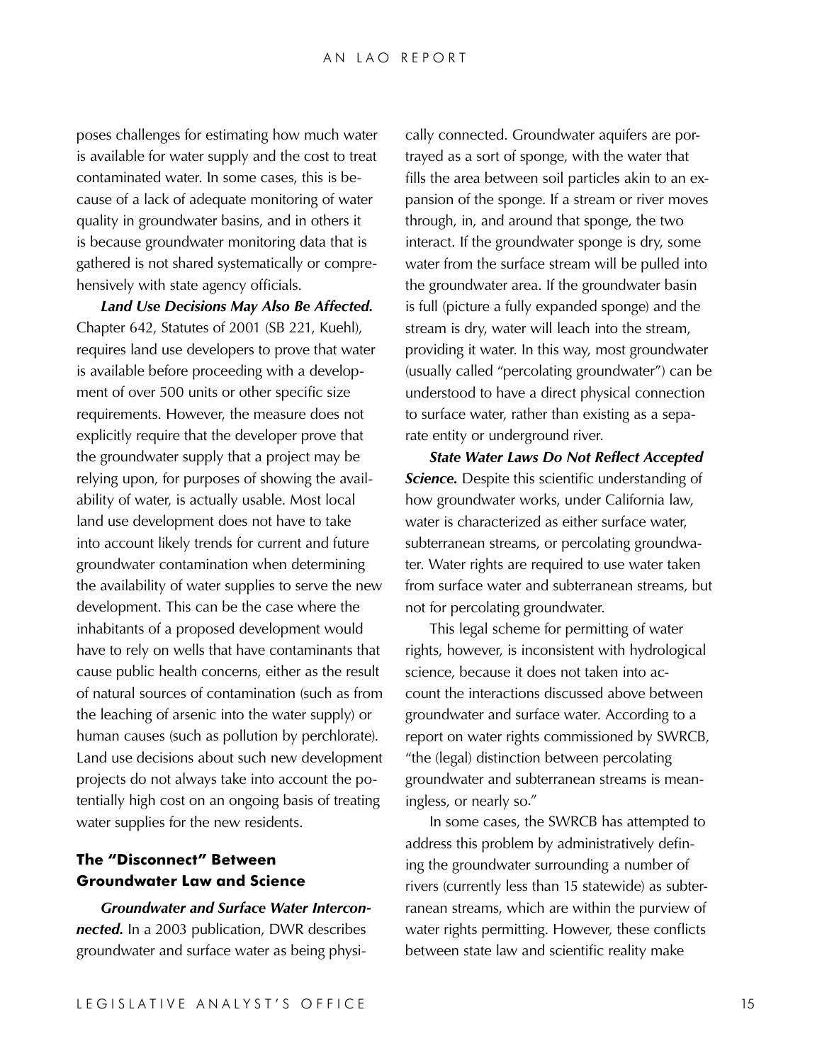poses challenges for estimating how much water is available for water supply and the cost to treat contaminated water. In some cases, this is because of a lack of adequate monitoring of water quality in groundwater basins, and in others it is because groundwater monitoring data that is gathered is not shared systematically or comprehensively with state agency officials.

***Land Use Decisions May Also Be Affected.*** Chapter 642, Statutes of 2001 (SB 221, Kuehl), requires land use developers to prove that water is available before proceeding with a development of over 500 units or other specific size requirements. However, the measure does not explicitly require that the developer prove that the groundwater supply that a project may be relying upon, for purposes of showing the availability of water, is actually usable. Most local land use development does not have to take into account likely trends for current and future groundwater contamination when determining the availability of water supplies to serve the new development. This can be the case where the inhabitants of a proposed development would have to rely on wells that have contaminants that cause public health concerns, either as the result of natural sources of contamination (such as from the leaching of arsenic into the water supply) or human causes (such as pollution by perchlorate). Land use decisions about such new development projects do not always take into account the potentially high cost on an ongoing basis of treating water supplies for the new residents.

### The "Disconnect" Between Groundwater Law and Science

***Groundwater and Surface Water Interconnected.*** In a 2003 publication, DWR describes groundwater and surface water as being physically connected. Groundwater aquifers are portrayed as a sort of sponge, with the water that fills the area between soil particles akin to an expansion of the sponge. If a stream or river moves through, in, and around that sponge, the two interact. If the groundwater sponge is dry, some water from the surface stream will be pulled into the groundwater area. If the groundwater basin is full (picture a fully expanded sponge) and the stream is dry, water will leach into the stream, providing it water. In this way, most groundwater (usually called "percolating groundwater") can be understood to have a direct physical connection to surface water, rather than existing as a separate entity or underground river.

***State Water Laws Do Not Reflect Accepted Science.*** Despite this scientific understanding of how groundwater works, under California law, water is characterized as either surface water, subterranean streams, or percolating groundwater. Water rights are required to use water taken from surface water and subterranean streams, but not for percolating groundwater.

This legal scheme for permitting of water rights, however, is inconsistent with hydrological science, because it does not taken into account the interactions discussed above between groundwater and surface water. According to a report on water rights commissioned by SWRCB, "the (legal) distinction between percolating groundwater and subterranean streams is meaningless, or nearly so."

In some cases, the SWRCB has attempted to address this problem by administratively defining the groundwater surrounding a number of rivers (currently less than 15 statewide) as subterranean streams, which are within the purview of water rights permitting. However, these conflicts between state law and scientific reality make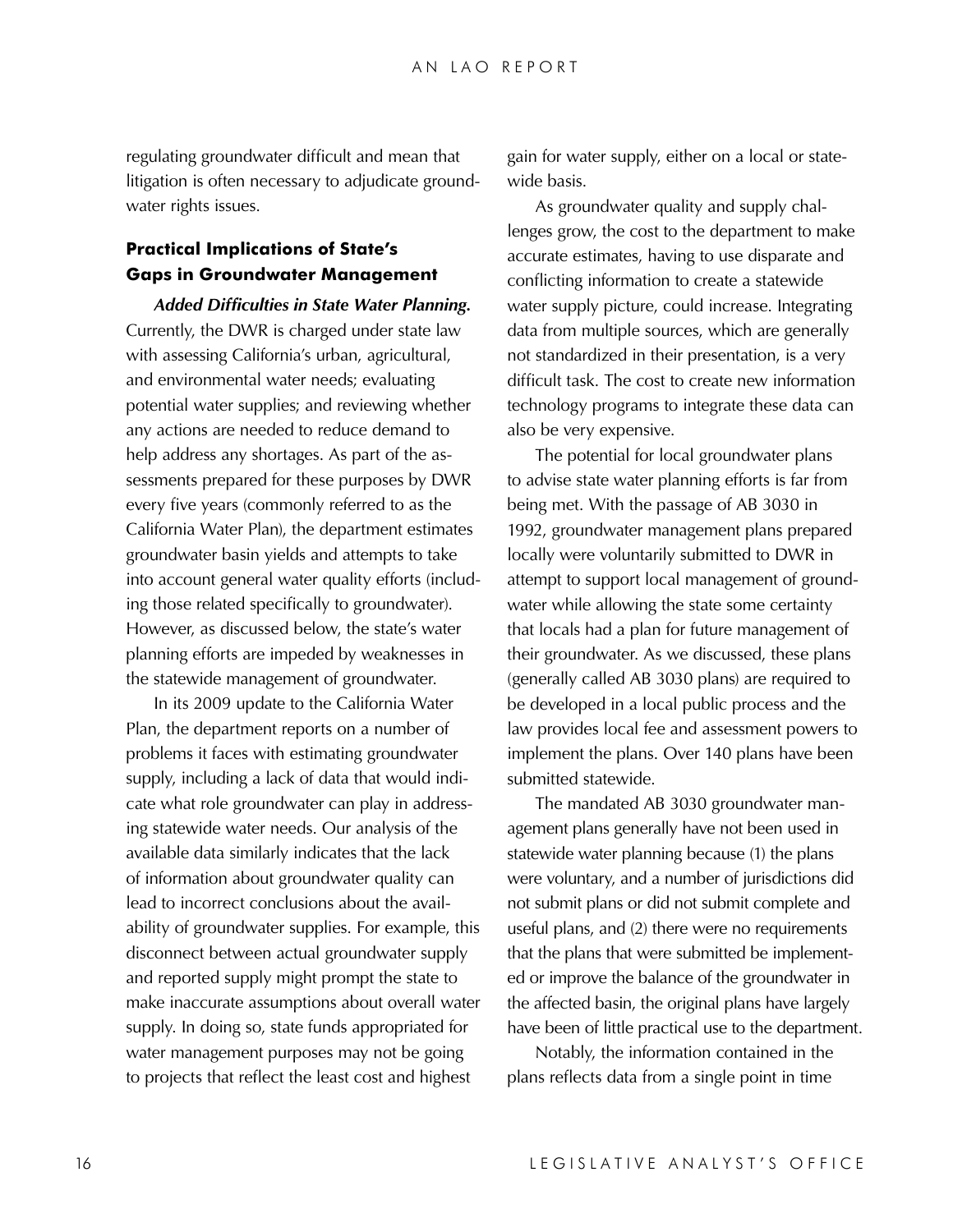regulating groundwater difficult and mean that litigation is often necessary to adjudicate groundwater rights issues.

### Practical Implications of State's Gaps in Groundwater Management

***Added Difficulties in State Water Planning.*** Currently, the DWR is charged under state law with assessing California's urban, agricultural, and environmental water needs; evaluating potential water supplies; and reviewing whether any actions are needed to reduce demand to help address any shortages. As part of the assessments prepared for these purposes by DWR every five years (commonly referred to as the California Water Plan), the department estimates groundwater basin yields and attempts to take into account general water quality efforts (including those related specifically to groundwater). However, as discussed below, the state's water planning efforts are impeded by weaknesses in the statewide management of groundwater.

In its 2009 update to the California Water Plan, the department reports on a number of problems it faces with estimating groundwater supply, including a lack of data that would indicate what role groundwater can play in addressing statewide water needs. Our analysis of the available data similarly indicates that the lack of information about groundwater quality can lead to incorrect conclusions about the availability of groundwater supplies. For example, this disconnect between actual groundwater supply and reported supply might prompt the state to make inaccurate assumptions about overall water supply. In doing so, state funds appropriated for water management purposes may not be going to projects that reflect the least cost and highest gain for water supply, either on a local or statewide basis.

As groundwater quality and supply challenges grow, the cost to the department to make accurate estimates, having to use disparate and conflicting information to create a statewide water supply picture, could increase. Integrating data from multiple sources, which are generally not standardized in their presentation, is a very difficult task. The cost to create new information technology programs to integrate these data can also be very expensive.

The potential for local groundwater plans to advise state water planning efforts is far from being met. With the passage of AB 3030 in 1992, groundwater management plans prepared locally were voluntarily submitted to DWR in attempt to support local management of groundwater while allowing the state some certainty that locals had a plan for future management of their groundwater. As we discussed, these plans (generally called AB 3030 plans) are required to be developed in a local public process and the law provides local fee and assessment powers to implement the plans. Over 140 plans have been submitted statewide.

The mandated AB 3030 groundwater management plans generally have not been used in statewide water planning because (1) the plans were voluntary, and a number of jurisdictions did not submit plans or did not submit complete and useful plans, and (2) there were no requirements that the plans that were submitted be implemented or improve the balance of the groundwater in the affected basin, the original plans have largely have been of little practical use to the department.

Notably, the information contained in the plans reflects data from a single point in time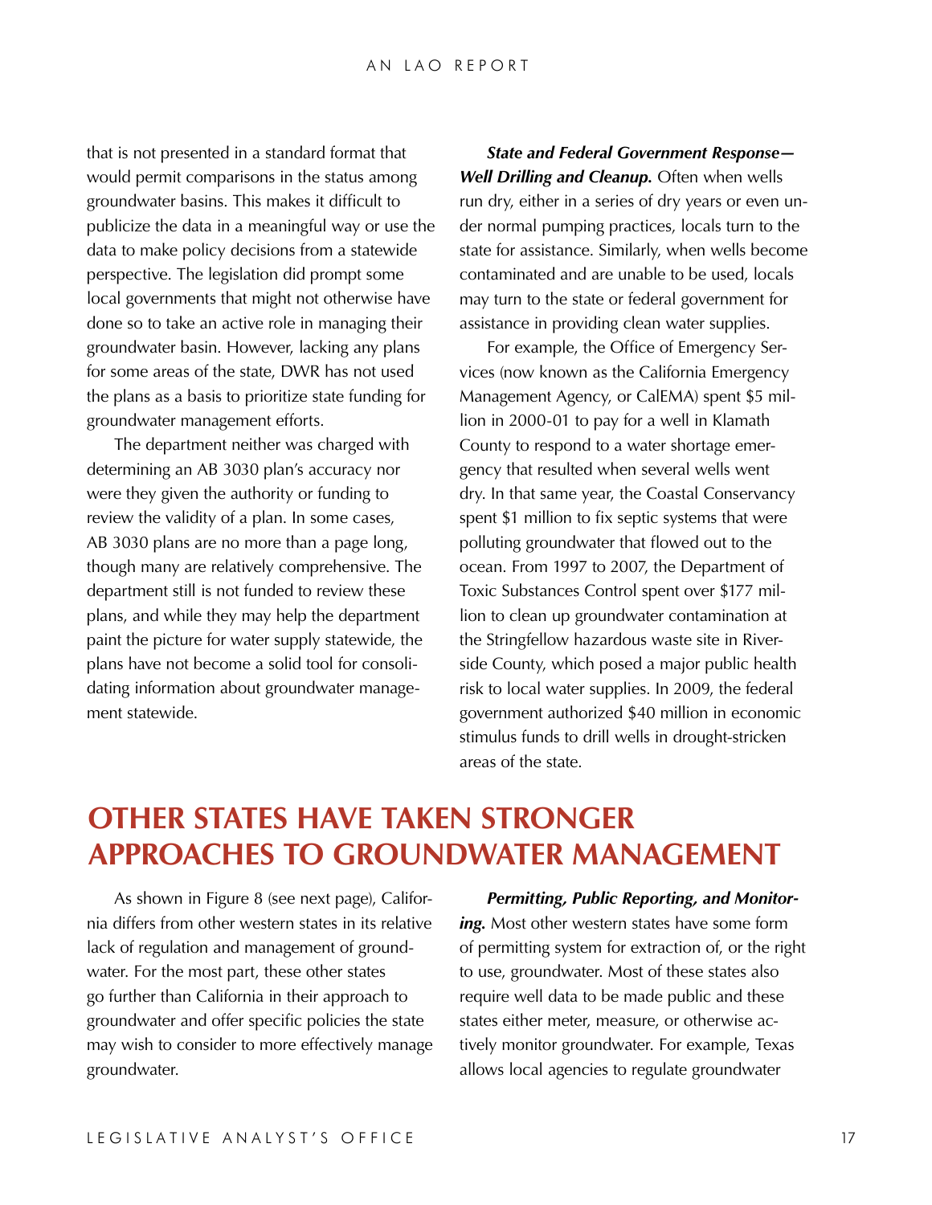that is not presented in a standard format that would permit comparisons in the status among groundwater basins. This makes it difficult to publicize the data in a meaningful way or use the data to make policy decisions from a statewide perspective. The legislation did prompt some local governments that might not otherwise have done so to take an active role in managing their groundwater basin. However, lacking any plans for some areas of the state, DWR has not used the plans as a basis to prioritize state funding for groundwater management efforts.

The department neither was charged with determining an AB 3030 plan's accuracy nor were they given the authority or funding to review the validity of a plan. In some cases, AB 3030 plans are no more than a page long, though many are relatively comprehensive. The department still is not funded to review these plans, and while they may help the department paint the picture for water supply statewide, the plans have not become a solid tool for consolidating information about groundwater management statewide.

***State and Federal Government Response—Well Drilling and Cleanup.*** Often when wells run dry, either in a series of dry years or even under normal pumping practices, locals turn to the state for assistance. Similarly, when wells become contaminated and are unable to be used, locals may turn to the state or federal government for assistance in providing clean water supplies.

For example, the Office of Emergency Services (now known as the California Emergency Management Agency, or CalEMA) spent $5 million in 2000-01 to pay for a well in Klamath County to respond to a water shortage emergency that resulted when several wells went dry. In that same year, the Coastal Conservancy spent $1 million to fix septic systems that were polluting groundwater that flowed out to the ocean. From 1997 to 2007, the Department of Toxic Substances Control spent over $177 million to clean up groundwater contamination at the Stringfellow hazardous waste site in Riverside County, which posed a major public health risk to local water supplies. In 2009, the federal government authorized $40 million in economic stimulus funds to drill wells in drought-stricken areas of the state.

# OTHER STATES HAVE TAKEN STRONGER APPROACHES TO GROUNDWATER MANAGEMENT

As shown in Figure 8 (see next page), California differs from other western states in its relative lack of regulation and management of groundwater. For the most part, these other states go further than California in their approach to groundwater and offer specific policies the state may wish to consider to more effectively manage groundwater.

***Permitting, Public Reporting, and Monitoring.*** Most other western states have some form of permitting system for extraction of, or the right to use, groundwater. Most of these states also require well data to be made public and these states either meter, measure, or otherwise actively monitor groundwater. For example, Texas allows local agencies to regulate groundwater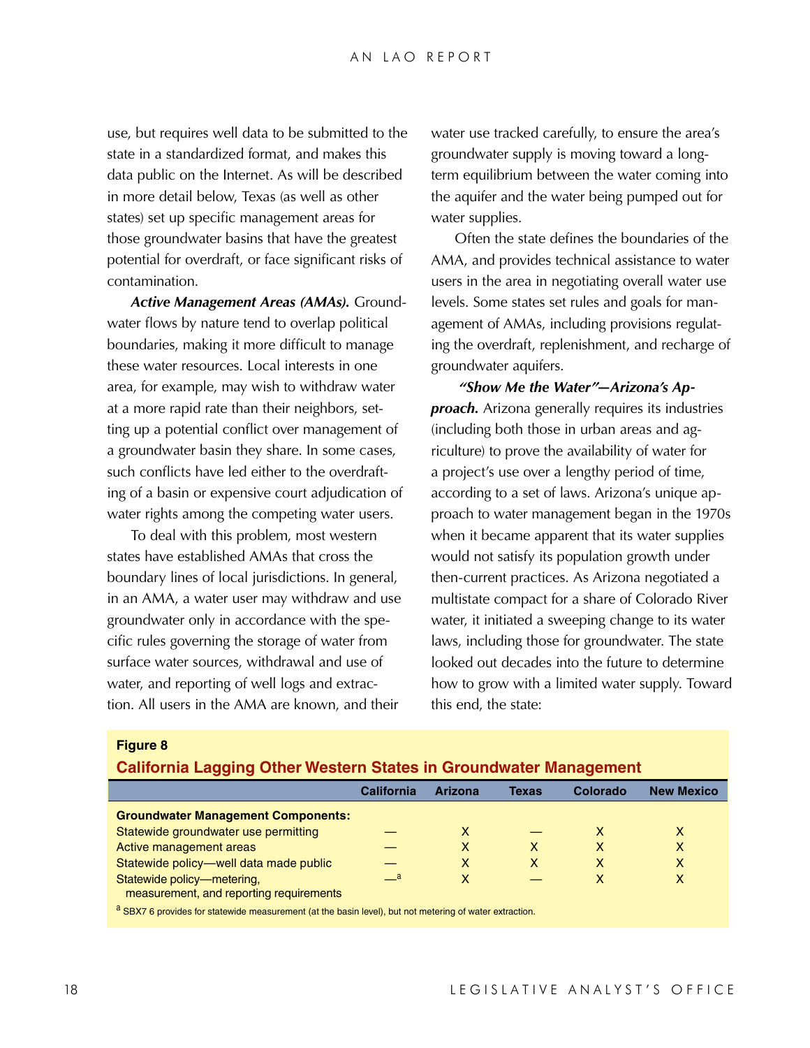use, but requires well data to be submitted to the state in a standardized format, and makes this data public on the Internet. As will be described in more detail below, Texas (as well as other states) set up specific management areas for those groundwater basins that have the greatest potential for overdraft, or face significant risks of contamination.

***Active Management Areas (AMAs).*** Groundwater flows by nature tend to overlap political boundaries, making it more difficult to manage these water resources. Local interests in one area, for example, may wish to withdraw water at a more rapid rate than their neighbors, setting up a potential conflict over management of a groundwater basin they share. In some cases, such conflicts have led either to the overdrafting of a basin or expensive court adjudication of water rights among the competing water users.

To deal with this problem, most western states have established AMAs that cross the boundary lines of local jurisdictions. In general, in an AMA, a water user may withdraw and use groundwater only in accordance with the specific rules governing the storage of water from surface water sources, withdrawal and use of water, and reporting of well logs and extraction. All users in the AMA are known, and their water use tracked carefully, to ensure the area's groundwater supply is moving toward a long-term equilibrium between the water coming into the aquifer and the water being pumped out for water supplies.

Often the state defines the boundaries of the AMA, and provides technical assistance to water users in the area in negotiating overall water use levels. Some states set rules and goals for management of AMAs, including provisions regulating the overdraft, replenishment, and recharge of groundwater aquifers.

***"Show Me the Water"—Arizona's Approach.*** Arizona generally requires its industries (including both those in urban areas and agriculture) to prove the availability of water for a project's use over a lengthy period of time, according to a set of laws. Arizona's unique approach to water management began in the 1970s when it became apparent that its water supplies would not satisfy its population growth under then-current practices. As Arizona negotiated a multistate compact for a share of Colorado River water, it initiated a sweeping change to its water laws, including those for groundwater. The state looked out decades into the future to determine how to grow with a limited water supply. Toward this end, the state:

**Figure 8**

**California Lagging Other Western States in Groundwater Management**

| | California | Arizona | Texas | Colorado | New Mexico |
|---|---|---|---|---|---|
| **Groundwater Management Components:** | | | | | |
| Statewide groundwater use permitting | — | X | — | X | X |
| Active management areas | — | X | X | X | X |
| Statewide policy—well data made public | — | X | X | X | X |
| Statewide policy—metering, measurement, and reporting requirements | —[a] | X | — | X | X |

[a] SBX7 6 provides for statewide measurement (at the basin level), but not metering of water extraction.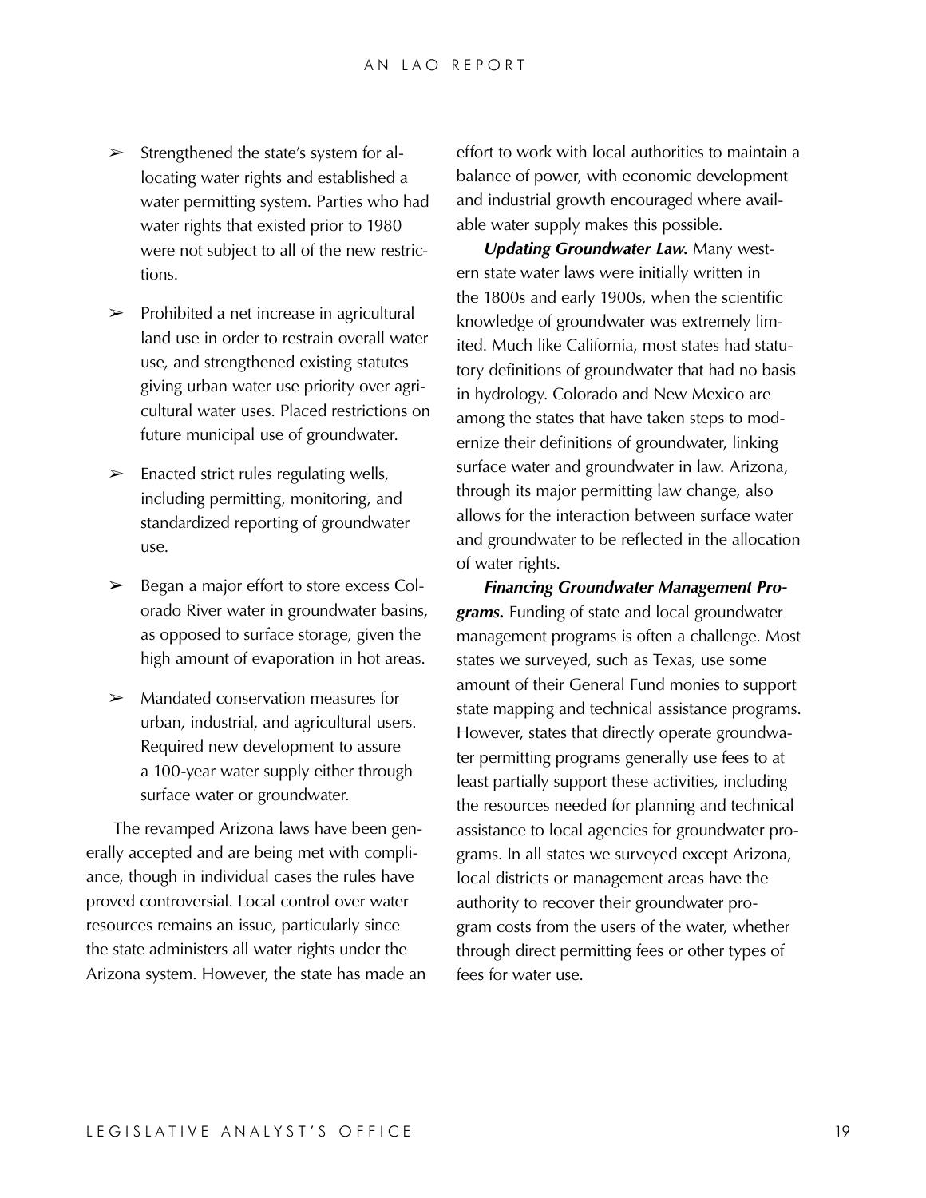- Strengthened the state's system for allocating water rights and established a water permitting system. Parties who had water rights that existed prior to 1980 were not subject to all of the new restrictions.
- Prohibited a net increase in agricultural land use in order to restrain overall water use, and strengthened existing statutes giving urban water use priority over agricultural water uses. Placed restrictions on future municipal use of groundwater.
- Enacted strict rules regulating wells, including permitting, monitoring, and standardized reporting of groundwater use.
- Began a major effort to store excess Colorado River water in groundwater basins, as opposed to surface storage, given the high amount of evaporation in hot areas.
- Mandated conservation measures for urban, industrial, and agricultural users. Required new development to assure a 100-year water supply either through surface water or groundwater.

The revamped Arizona laws have been generally accepted and are being met with compliance, though in individual cases the rules have proved controversial. Local control over water resources remains an issue, particularly since the state administers all water rights under the Arizona system. However, the state has made an effort to work with local authorities to maintain a balance of power, with economic development and industrial growth encouraged where available water supply makes this possible.

***Updating Groundwater Law.*** Many western state water laws were initially written in the 1800s and early 1900s, when the scientific knowledge of groundwater was extremely limited. Much like California, most states had statutory definitions of groundwater that had no basis in hydrology. Colorado and New Mexico are among the states that have taken steps to modernize their definitions of groundwater, linking surface water and groundwater in law. Arizona, through its major permitting law change, also allows for the interaction between surface water and groundwater to be reflected in the allocation of water rights.

***Financing Groundwater Management Programs.*** Funding of state and local groundwater management programs is often a challenge. Most states we surveyed, such as Texas, use some amount of their General Fund monies to support state mapping and technical assistance programs. However, states that directly operate groundwater permitting programs generally use fees to at least partially support these activities, including the resources needed for planning and technical assistance to local agencies for groundwater programs. In all states we surveyed except Arizona, local districts or management areas have the authority to recover their groundwater program costs from the users of the water, whether through direct permitting fees or other types of fees for water use.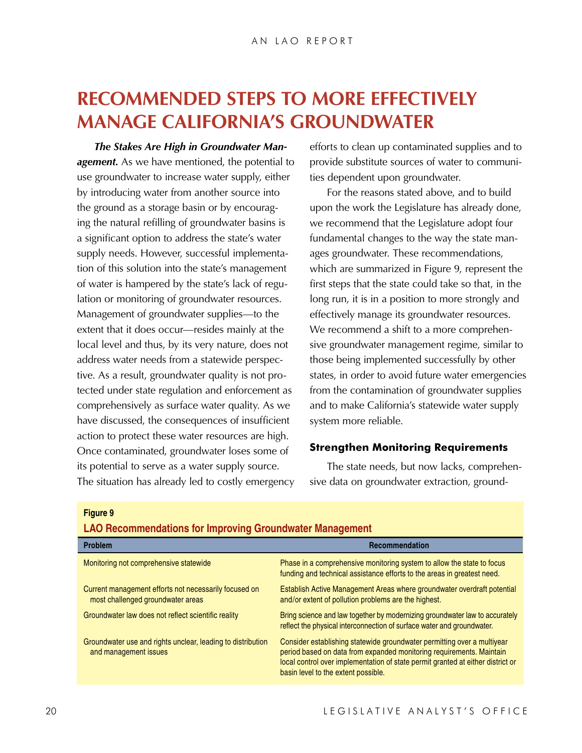# RECOMMENDED STEPS TO MORE EFFECTIVELY MANAGE CALIFORNIA'S GROUNDWATER

***The Stakes Are High in Groundwater Management.*** As we have mentioned, the potential to use groundwater to increase water supply, either by introducing water from another source into the ground as a storage basin or by encouraging the natural refilling of groundwater basins is a significant option to address the state's water supply needs. However, successful implementation of this solution into the state's management of water is hampered by the state's lack of regulation or monitoring of groundwater resources. Management of groundwater supplies—to the extent that it does occur—resides mainly at the local level and thus, by its very nature, does not address water needs from a statewide perspective. As a result, groundwater quality is not protected under state regulation and enforcement as comprehensively as surface water quality. As we have discussed, the consequences of insufficient action to protect these water resources are high. Once contaminated, groundwater loses some of its potential to serve as a water supply source. The situation has already led to costly emergency efforts to clean up contaminated supplies and to provide substitute sources of water to communities dependent upon groundwater.

For the reasons stated above, and to build upon the work the Legislature has already done, we recommend that the Legislature adopt four fundamental changes to the way the state manages groundwater. These recommendations, which are summarized in Figure 9, represent the first steps that the state could take so that, in the long run, it is in a position to more strongly and effectively manage its groundwater resources. We recommend a shift to a more comprehensive groundwater management regime, similar to those being implemented successfully by other states, in order to avoid future water emergencies from the contamination of groundwater supplies and to make California's statewide water supply system more reliable.

### Strengthen Monitoring Requirements

The state needs, but now lacks, comprehensive data on groundwater extraction, ground-

**Figure 9**

**LAO Recommendations for Improving Groundwater Management**

| Problem | Recommendation |
|---|---|
| Monitoring not comprehensive statewide | Phase in a comprehensive monitoring system to allow the state to focus funding and technical assistance efforts to the areas in greatest need. |
| Current management efforts not necessarily focused on most challenged groundwater areas | Establish Active Management Areas where groundwater overdraft potential and/or extent of pollution problems are the highest. |
| Groundwater law does not reflect scientific reality | Bring science and law together by modernizing groundwater law to accurately reflect the physical interconnection of surface water and groundwater. |
| Groundwater use and rights unclear, leading to distribution and management issues | Consider establishing statewide groundwater permitting over a multiyear period based on data from expanded monitoring requirements. Maintain local control over implementation of state permit granted at either district or basin level to the extent possible. |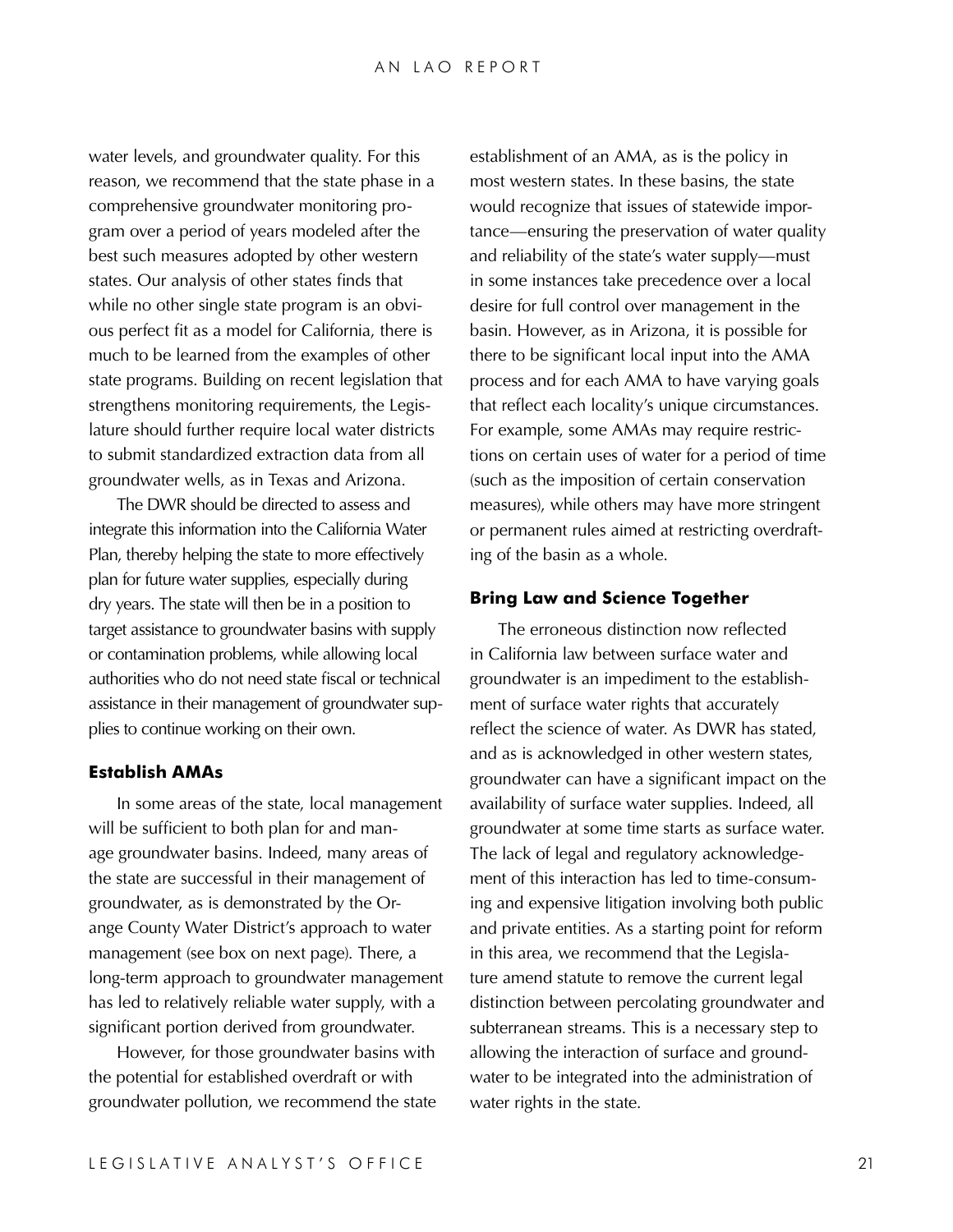water levels, and groundwater quality. For this reason, we recommend that the state phase in a comprehensive groundwater monitoring program over a period of years modeled after the best such measures adopted by other western states. Our analysis of other states finds that while no other single state program is an obvious perfect fit as a model for California, there is much to be learned from the examples of other state programs. Building on recent legislation that strengthens monitoring requirements, the Legislature should further require local water districts to submit standardized extraction data from all groundwater wells, as in Texas and Arizona.

The DWR should be directed to assess and integrate this information into the California Water Plan, thereby helping the state to more effectively plan for future water supplies, especially during dry years. The state will then be in a position to target assistance to groundwater basins with supply or contamination problems, while allowing local authorities who do not need state fiscal or technical assistance in their management of groundwater supplies to continue working on their own.

### Establish AMAs

In some areas of the state, local management will be sufficient to both plan for and manage groundwater basins. Indeed, many areas of the state are successful in their management of groundwater, as is demonstrated by the Orange County Water District's approach to water management (see box on next page). There, a long-term approach to groundwater management has led to relatively reliable water supply, with a significant portion derived from groundwater.

However, for those groundwater basins with the potential for established overdraft or with groundwater pollution, we recommend the state establishment of an AMA, as is the policy in most western states. In these basins, the state would recognize that issues of statewide importance—ensuring the preservation of water quality and reliability of the state's water supply—must in some instances take precedence over a local desire for full control over management in the basin. However, as in Arizona, it is possible for there to be significant local input into the AMA process and for each AMA to have varying goals that reflect each locality's unique circumstances. For example, some AMAs may require restrictions on certain uses of water for a period of time (such as the imposition of certain conservation measures), while others may have more stringent or permanent rules aimed at restricting overdrafting of the basin as a whole.

### Bring Law and Science Together

The erroneous distinction now reflected in California law between surface water and groundwater is an impediment to the establishment of surface water rights that accurately reflect the science of water. As DWR has stated, and as is acknowledged in other western states, groundwater can have a significant impact on the availability of surface water supplies. Indeed, all groundwater at some time starts as surface water. The lack of legal and regulatory acknowledgement of this interaction has led to time-consuming and expensive litigation involving both public and private entities. As a starting point for reform in this area, we recommend that the Legislature amend statute to remove the current legal distinction between percolating groundwater and subterranean streams. This is a necessary step to allowing the interaction of surface and groundwater to be integrated into the administration of water rights in the state.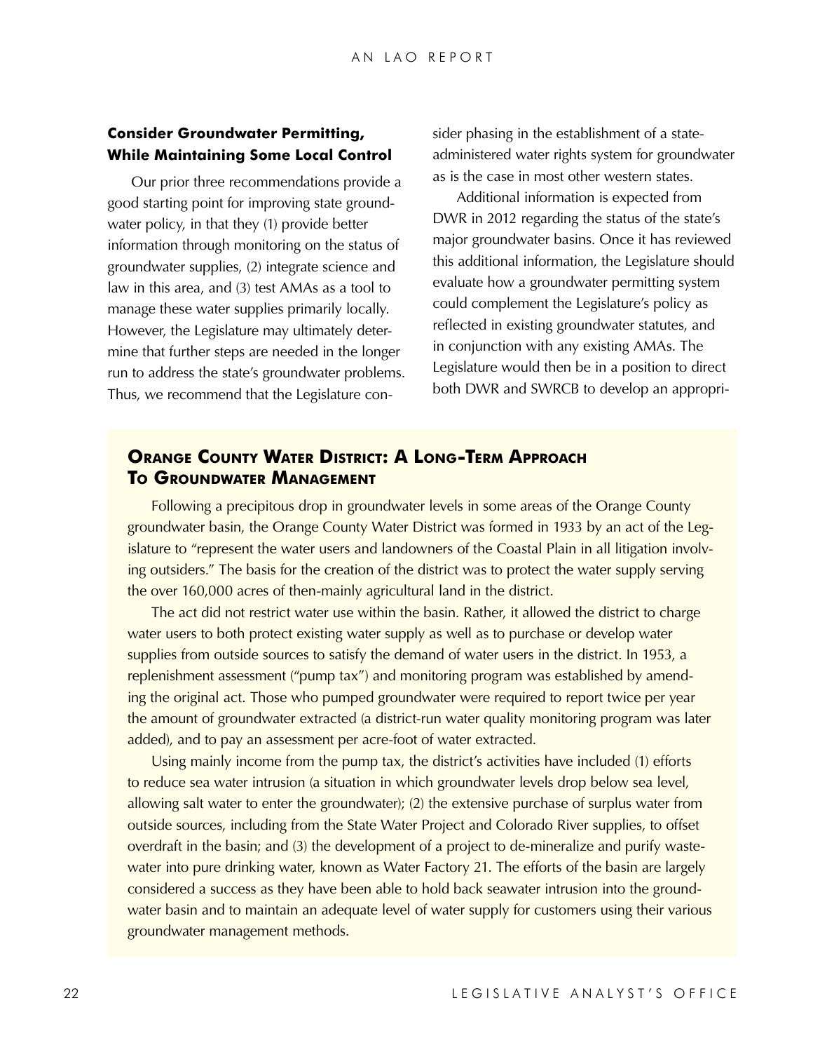### Consider Groundwater Permitting, While Maintaining Some Local Control

Our prior three recommendations provide a good starting point for improving state groundwater policy, in that they (1) provide better information through monitoring on the status of groundwater supplies, (2) integrate science and law in this area, and (3) test AMAs as a tool to manage these water supplies primarily locally. However, the Legislature may ultimately determine that further steps are needed in the longer run to address the state's groundwater problems. Thus, we recommend that the Legislature consider phasing in the establishment of a state-administered water rights system for groundwater as is the case in most other western states.

Additional information is expected from DWR in 2012 regarding the status of the state's major groundwater basins. Once it has reviewed this additional information, the Legislature should evaluate how a groundwater permitting system could complement the Legislature's policy as reflected in existing groundwater statutes, and in conjunction with any existing AMAs. The Legislature would then be in a position to direct both DWR and SWRCB to develop an appropri-

### Orange County Water District: A Long-Term Approach To Groundwater Management

Following a precipitous drop in groundwater levels in some areas of the Orange County groundwater basin, the Orange County Water District was formed in 1933 by an act of the Legislature to "represent the water users and landowners of the Coastal Plain in all litigation involving outsiders." The basis for the creation of the district was to protect the water supply serving the over 160,000 acres of then-mainly agricultural land in the district.

The act did not restrict water use within the basin. Rather, it allowed the district to charge water users to both protect existing water supply as well as to purchase or develop water supplies from outside sources to satisfy the demand of water users in the district. In 1953, a replenishment assessment ("pump tax") and monitoring program was established by amending the original act. Those who pumped groundwater were required to report twice per year the amount of groundwater extracted (a district-run water quality monitoring program was later added), and to pay an assessment per acre-foot of water extracted.

Using mainly income from the pump tax, the district's activities have included (1) efforts to reduce sea water intrusion (a situation in which groundwater levels drop below sea level, allowing salt water to enter the groundwater); (2) the extensive purchase of surplus water from outside sources, including from the State Water Project and Colorado River supplies, to offset overdraft in the basin; and (3) the development of a project to de-mineralize and purify wastewater into pure drinking water, known as Water Factory 21. The efforts of the basin are largely considered a success as they have been able to hold back seawater intrusion into the groundwater basin and to maintain an adequate level of water supply for customers using their various groundwater management methods.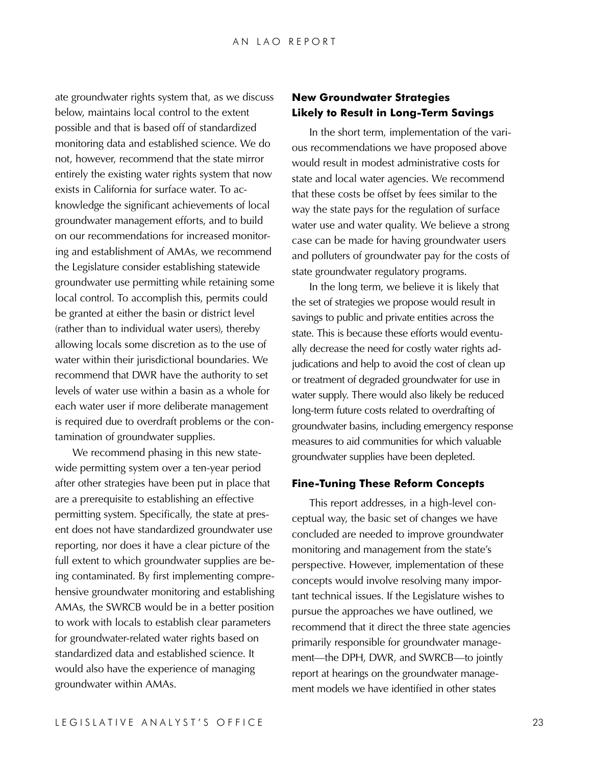ate groundwater rights system that, as we discuss below, maintains local control to the extent possible and that is based off of standardized monitoring data and established science. We do not, however, recommend that the state mirror entirely the existing water rights system that now exists in California for surface water. To acknowledge the significant achievements of local groundwater management efforts, and to build on our recommendations for increased monitoring and establishment of AMAs, we recommend the Legislature consider establishing statewide groundwater use permitting while retaining some local control. To accomplish this, permits could be granted at either the basin or district level (rather than to individual water users), thereby allowing locals some discretion as to the use of water within their jurisdictional boundaries. We recommend that DWR have the authority to set levels of water use within a basin as a whole for each water user if more deliberate management is required due to overdraft problems or the contamination of groundwater supplies.

We recommend phasing in this new statewide permitting system over a ten-year period after other strategies have been put in place that are a prerequisite to establishing an effective permitting system. Specifically, the state at present does not have standardized groundwater use reporting, nor does it have a clear picture of the full extent to which groundwater supplies are being contaminated. By first implementing comprehensive groundwater monitoring and establishing AMAs, the SWRCB would be in a better position to work with locals to establish clear parameters for groundwater-related water rights based on standardized data and established science. It would also have the experience of managing groundwater within AMAs.

### New Groundwater Strategies Likely to Result in Long-Term Savings

In the short term, implementation of the various recommendations we have proposed above would result in modest administrative costs for state and local water agencies. We recommend that these costs be offset by fees similar to the way the state pays for the regulation of surface water use and water quality. We believe a strong case can be made for having groundwater users and polluters of groundwater pay for the costs of state groundwater regulatory programs.

In the long term, we believe it is likely that the set of strategies we propose would result in savings to public and private entities across the state. This is because these efforts would eventually decrease the need for costly water rights adjudications and help to avoid the cost of clean up or treatment of degraded groundwater for use in water supply. There would also likely be reduced long-term future costs related to overdrafting of groundwater basins, including emergency response measures to aid communities for which valuable groundwater supplies have been depleted.

### Fine-Tuning These Reform Concepts

This report addresses, in a high-level conceptual way, the basic set of changes we have concluded are needed to improve groundwater monitoring and management from the state's perspective. However, implementation of these concepts would involve resolving many important technical issues. If the Legislature wishes to pursue the approaches we have outlined, we recommend that it direct the three state agencies primarily responsible for groundwater management—the DPH, DWR, and SWRCB—to jointly report at hearings on the groundwater management models we have identified in other states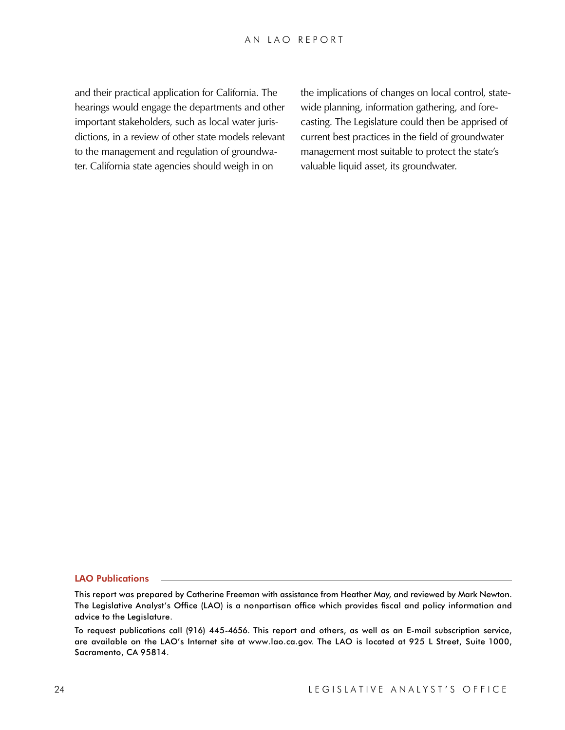and their practical application for California. The hearings would engage the departments and other important stakeholders, such as local water jurisdictions, in a review of other state models relevant to the management and regulation of groundwater. California state agencies should weigh in on the implications of changes on local control, statewide planning, information gathering, and forecasting. The Legislature could then be apprised of current best practices in the field of groundwater management most suitable to protect the state's valuable liquid asset, its groundwater.

## LAO Publications

This report was prepared by Catherine Freeman with assistance from Heather May, and reviewed by Mark Newton. The Legislative Analyst's Office (LAO) is a nonpartisan office which provides fiscal and policy information and advice to the Legislature.

To request publications call (916) 445-4656. This report and others, as well as an E-mail subscription service, are available on the LAO's Internet site at www.lao.ca.gov. The LAO is located at 925 L Street, Suite 1000, Sacramento, CA 95814.